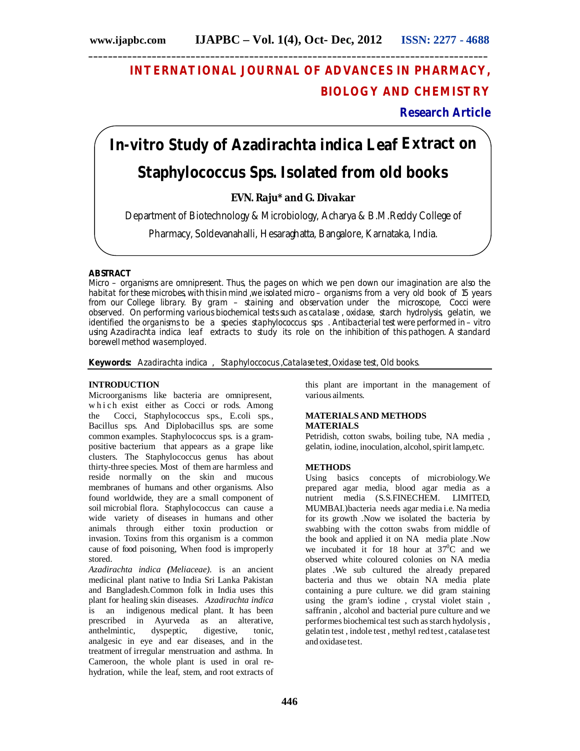# INTERNATIONAL JOURNAL OF ADVANCES IN PHARMACY, BIOLOGY AND CHEMISTRY

**Research Article**

# In-vitro Study of Azadirachta indica Leaf Extract on Staphylococcus Sps. Isolated from old books

**EVN. Raju\* and G. Divakar**

Department of Biotechnology & Microbiology, Acharya & B.M.Reddy College of Pharmacy, Soldevanahalli, Hesaraghatta, Bangalore, Karnataka, India.

## ABSTRACT

Micro – organisms are omnipresent. Thus, the pages on which we pen down our imagination are also the habitat for these microbes, with this in mind ,we isolated micro – organisms from a very old book of 15 years from our College library. By gram – staining and observation under the microscope, Cocci were observed. On performing various biochemical tests such as catalase , oxidase, starch hydrolysis, gelatin, we identified the organisms to be a species staphylococcus sps . Antibacterial test were performed in – vitro using Azadirachta indica leaf extracts to study its role on the inhibition of this pathogen. A standard borewell method was employed.

**Keywords:** Azadirachta indica , Staphyloccocus ,Catalase test, Oxidase test, Old books.

## INTRODUCTION

Microorganisms like bacteria are omnipresent, which exist either as Cocci or rods. Among the Cocci, Staphylococcus sps., E.coli sps., Bacillus sps. And Diplobacillus sps. are some common examples. Staphylococcus sps. is a gram-positive bacterium that appears as a grape like clusters. The Staphylococcus genus has about thirty-three species. Most of them are harmless and reside normally on the skin and mucous membranes of humans and other organisms. Also found worldwide, they are a small component of soil microbial flora. Staphylococcus can cause a wide variety of diseases in humans and other animals through either toxin production or invasion. Toxins from this organism is a common cause of food poisoning, When food is improperly stored.

*Azadirachta indica (Meliaceae).* is an ancient medicinal plant native to India Sri Lanka Pakistan and Bangladesh.Common folk in India uses this plant for healing skin diseases. *Azadirachta indica* is an indigenous medical plant. It has been prescribed in Ayurveda as an alterative, anthelmintic, dyspeptic, digestive, tonic, analgesic in eye and ear diseases, and in the treatment of irregular menstruation and asthma. In Cameroon, the whole plant is used in oral re-hydration, while the leaf, stem, and root extracts of this plant are important in the management of various ailments.

## MATERIALS AND METHODS

### MATERIALS

Petridish, cotton swabs, boiling tube, NA media , gelatin, iodine, inoculation, alcohol, spirit lamp,etc.

### METHODS

Using basics concepts of microbiology.We prepared agar media, blood agar media as a nutrient media (S.S.FINECHEM. LIMITED, MUMBAI.)bacteria needs agar media i.e. Na media for its growth .Now we isolated the bacteria by swabbing with the cotton swabs from middle of the book and applied it on NA media plate .Now we incubated it for 18 hour at $37^0$C and we observed white coloured colonies on NA media plates .We sub cultured the already prepared bacteria and thus we obtain NA media plate containing a pure culture. we did gram staining using the gram's iodine , crystal violet stain , saffranin , alcohol and bacterial pure culture and we performes biochemical test such as starch hydolysis , gelatin test , indole test , methyl red test , catalase test and oxidase test.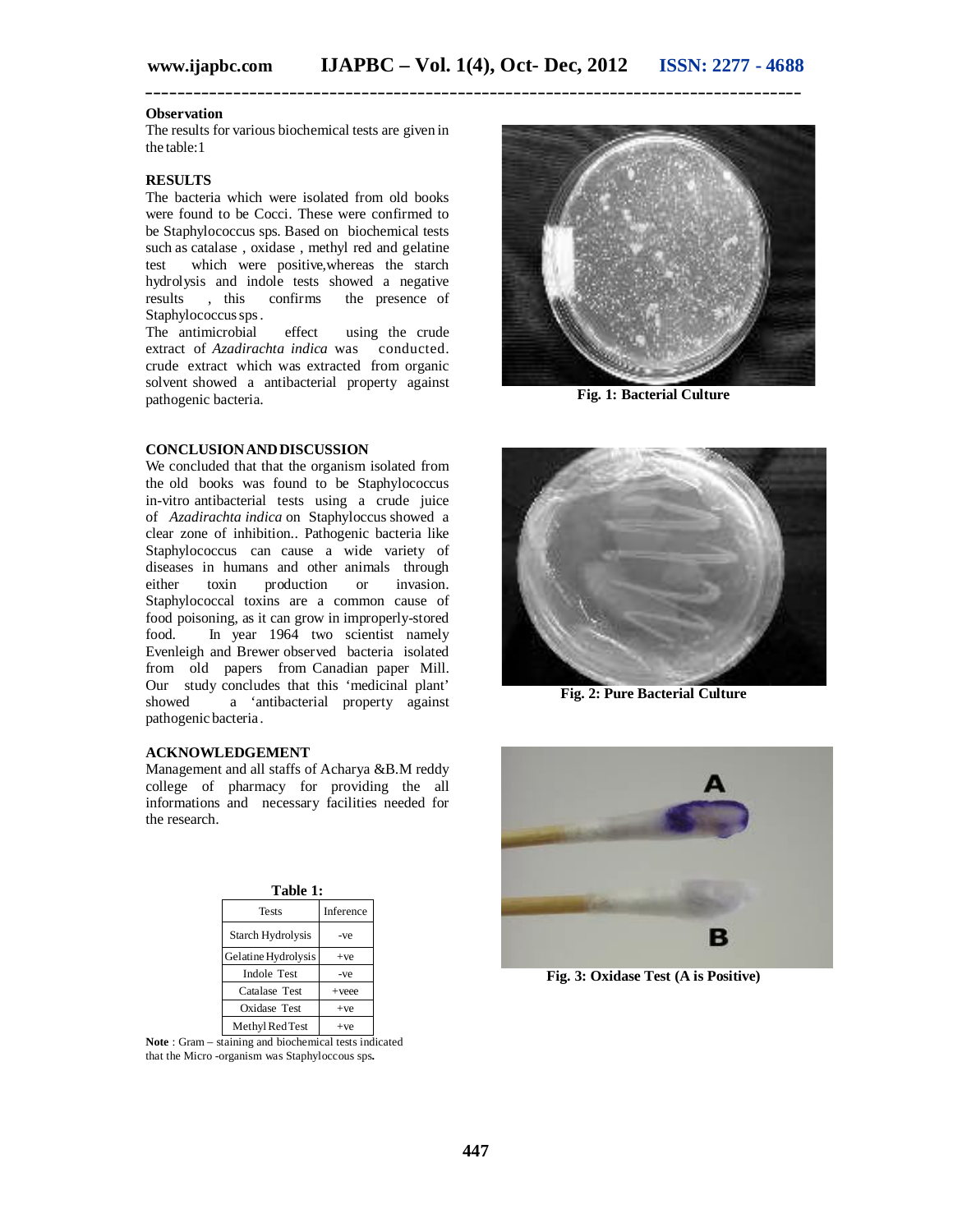**Observation**

The results for various biochemical tests are given in the table:1

**RESULTS**

The bacteria which were isolated from old books were found to be Cocci. These were confirmed to be Staphylococcus sps. Based on biochemical tests such as catalase , oxidase , methyl red and gelatine test which were positive,whereas the starch hydrolysis and indole tests showed a negative results , this confirms the presence of Staphylococcus sps.

The antimicrobial effect using the crude extract of *Azadirachta indica* was conducted. crude extract which was extracted from organic solvent showed a antibacterial property against pathogenic bacteria.

**CONCLUSION AND DISCUSSION**

We concluded that that the organism isolated from the old books was found to be Staphylococcus in-vitro antibacterial tests using a crude juice of *Azadirachta indica* on Staphyloccus showed a clear zone of inhibition.. Pathogenic bacteria like Staphylococcus can cause a wide variety of diseases in humans and other animals through either toxin production or invasion. Staphylococcal toxins are a common cause of food poisoning, as it can grow in improperly-stored food. In year 1964 two scientist namely Evenleigh and Brewer observed bacteria isolated from old papers from Canadian paper Mill. Our study concludes that this 'medicinal plant' showed a 'antibacterial property against pathogenic bacteria.

**ACKNOWLEDGEMENT**

Management and all staffs of Acharya &B.M reddy college of pharmacy for providing the all informations and necessary facilities needed for the research.

**Table 1:**

| Tests | Inference |
|---|---|
| Starch Hydrolysis | -ve |
| Gelatine Hydrolysis | +ve |
| Indole Test | -ve |
| Catalase Test | +veee |
| Oxidase Test | +ve |
| Methyl Red Test | +ve |

**Note** : Gram – staining and biochemical tests indicated that the Micro -organism was Staphyloccous sps**.**

**Fig. 1: Bacterial Culture**

**Fig. 2: Pure Bacterial Culture**

**Fig. 3: Oxidase Test (A is Positive)**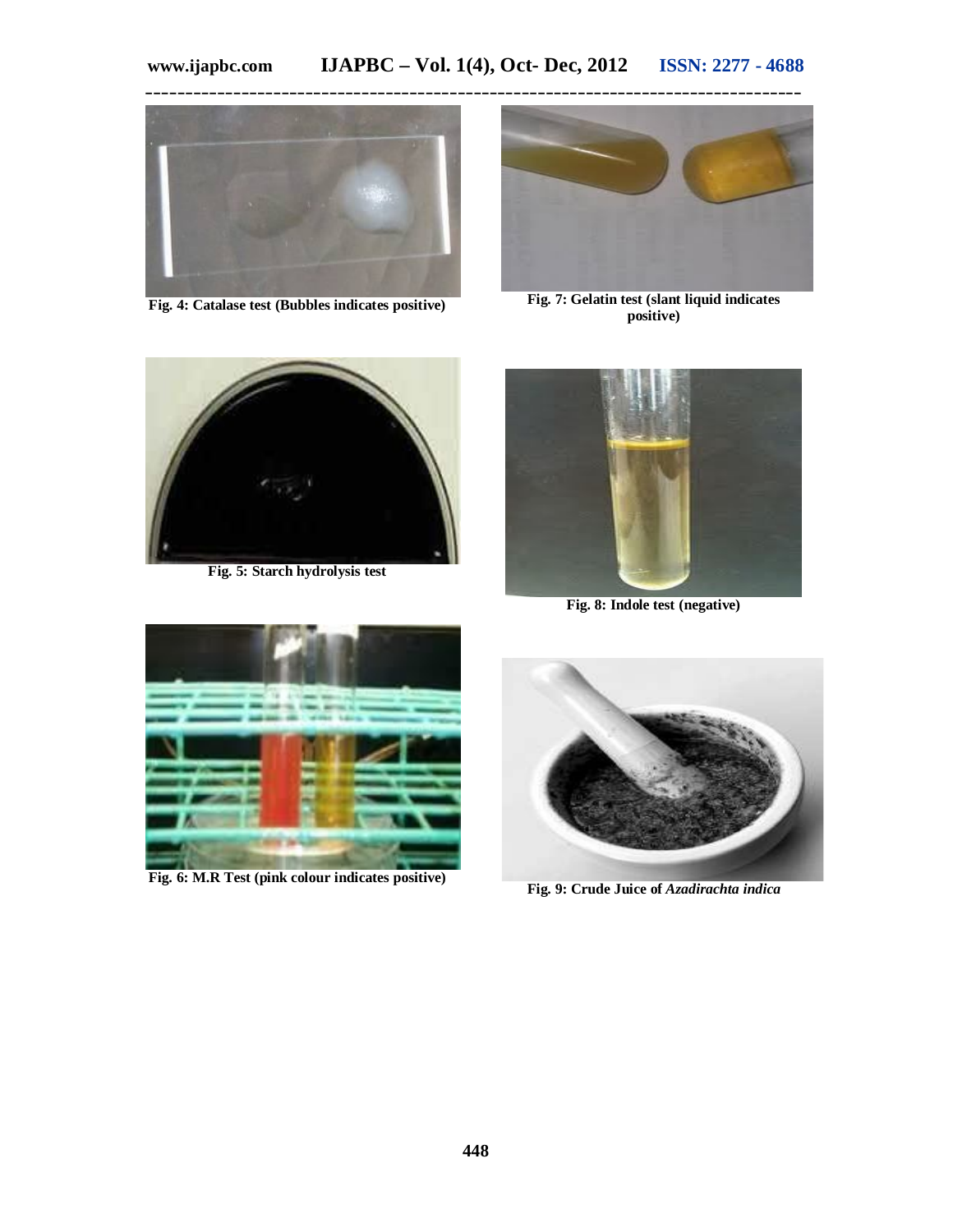Fig. 4: Catalase test (Bubbles indicates positive)

Fig. 7: Gelatin test (slant liquid indicates positive)

Fig. 5: Starch hydrolysis test

Fig. 8: Indole test (negative)

Fig. 6: M.R Test (pink colour indicates positive)

Fig. 9: Crude Juice of *Azadirachta indica*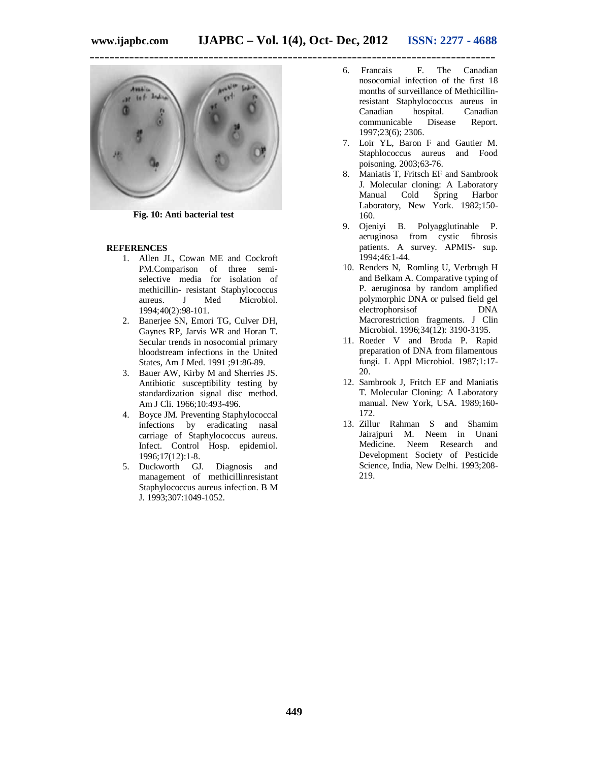Fig. 10: Anti bacterial test

## REFERENCES

1. Allen JL, Cowan ME and Cockroft PM.Comparison of three semi-selective media for isolation of methicillin- resistant Staphylococcus aureus. J Med Microbiol. 1994;40(2):98-101.
2. Banerjee SN, Emori TG, Culver DH, Gaynes RP, Jarvis WR and Horan T. Secular trends in nosocomial primary bloodstream infections in the United States, Am J Med. 1991 ;91:86-89.
3. Bauer AW, Kirby M and Sherries JS. Antibiotic susceptibility testing by standardization signal disc method. Am J Cli. 1966;10:493-496.
4. Boyce JM. Preventing Staphylococcal infections by eradicating nasal carriage of Staphylococcus aureus. Infect. Control Hosp. epidemiol. 1996;17(12):1-8.
5. Duckworth GJ. Diagnosis and management of methicillinresistant Staphylococcus aureus infection. B M J. 1993;307:1049-1052.
6. Francais F. The Canadian nosocomial infection of the first 18 months of surveillance of Methicillin-resistant Staphylococcus aureus in Canadian hospital. Canadian communicable Disease Report. 1997;23(6); 2306.
7. Loir YL, Baron F and Gautier M. Staphlococcus aureus and Food poisoning. 2003;63-76.
8. Maniatis T, Fritsch EF and Sambrook J. Molecular cloning: A Laboratory Manual Cold Spring Harbor Laboratory, New York. 1982;150-160.
9. Ojeniyi B. Polyagglutinable P. aeruginosa from cystic fibrosis patients. A survey. APMIS- sup. 1994;46:1-44.
10. Renders N, Romling U, Verbrugh H and Belkam A. Comparative typing of P. aeruginosa by random amplified polymorphic DNA or pulsed field gel electrophorsisof DNA Macrorestriction fragments. J Clin Microbiol. 1996;34(12): 3190-3195.
11. Roeder V and Broda P. Rapid preparation of DNA from filamentous fungi. L Appl Microbiol. 1987;1:17-20.
12. Sambrook J, Fritch EF and Maniatis T. Molecular Cloning: A Laboratory manual. New York, USA. 1989;160-172.
13. Zillur Rahman S and Shamim Jairajpuri M. Neem in Unani Medicine. Neem Research and Development Society of Pesticide Science, India, New Delhi. 1993;208-219.